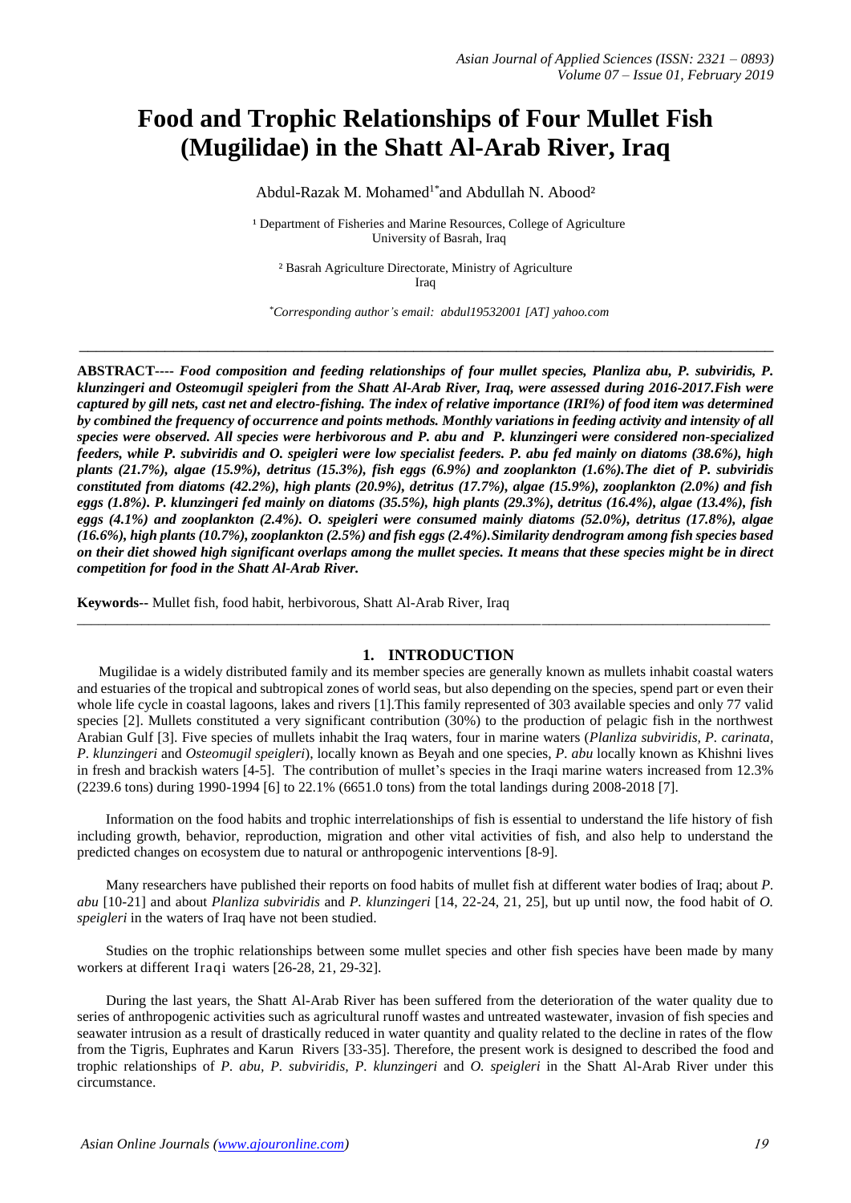# Food and Trophic Relationships of Four Mullet Fish (Mugilidae) in the Shatt Al-Arab River, Iraq

Abdul-Razak M. Mohamed[1*] and Abdullah N. Abood[2]

[1] Department of Fisheries and Marine Resources, College of Agriculture
University of Basrah, Iraq

[2] Basrah Agriculture Directorate, Ministry of Agriculture
Iraq

*Corresponding author's email: abdul19532001 [AT] yahoo.com

---

**ABSTRACT----** ***Food composition and feeding relationships of four mullet species, Planliza abu, P. subviridis, P. klunzingeri and Osteomugil speigleri from the Shatt Al-Arab River, Iraq, were assessed during 2016-2017.Fish were captured by gill nets, cast net and electro-fishing. The index of relative importance (IRI%) of food item was determined by combined the frequency of occurrence and points methods. Monthly variations in feeding activity and intensity of all species were observed. All species were herbivorous and P. abu and P. klunzingeri were considered non-specialized feeders, while P. subviridis and O. speigleri were low specialist feeders. P. abu fed mainly on diatoms (38.6%), high plants (21.7%), algae (15.9%), detritus (15.3%), fish eggs (6.9%) and zooplankton (1.6%).The diet of P. subviridis constituted from diatoms (42.2%), high plants (20.9%), detritus (17.7%), algae (15.9%), zooplankton (2.0%) and fish eggs (1.8%). P. klunzingeri fed mainly on diatoms (35.5%), high plants (29.3%), detritus (16.4%), algae (13.4%), fish eggs (4.1%) and zooplankton (2.4%). O. speigleri were consumed mainly diatoms (52.0%), detritus (17.8%), algae (16.6%), high plants (10.7%), zooplankton (2.5%) and fish eggs (2.4%).Similarity dendrogram among fish species based on their diet showed high significant overlaps among the mullet species. It means that these species might be in direct competition for food in the Shatt Al-Arab River.***

**Keywords--** Mullet fish, food habit, herbivorous, Shatt Al-Arab River, Iraq

---

## 1. INTRODUCTION

Mugilidae is a widely distributed family and its member species are generally known as mullets inhabit coastal waters and estuaries of the tropical and subtropical zones of world seas, but also depending on the species, spend part or even their whole life cycle in coastal lagoons, lakes and rivers [1].This family represented of 303 available species and only 77 valid species [2]. Mullets constituted a very significant contribution (30%) to the production of pelagic fish in the northwest Arabian Gulf [3]. Five species of mullets inhabit the Iraq waters, four in marine waters (*Planliza subviridis*, *P. carinata*, *P. klunzingeri* and *Osteomugil speigleri*), locally known as Beyah and one species, *P. abu* locally known as Khishni lives in fresh and brackish waters [4-5]. The contribution of mullet's species in the Iraqi marine waters increased from 12.3% (2239.6 tons) during 1990-1994 [6] to 22.1% (6651.0 tons) from the total landings during 2008-2018 [7].

Information on the food habits and trophic interrelationships of fish is essential to understand the life history of fish including growth, behavior, reproduction, migration and other vital activities of fish, and also help to understand the predicted changes on ecosystem due to natural or anthropogenic interventions [8-9].

Many researchers have published their reports on food habits of mullet fish at different water bodies of Iraq; about *P. abu* [10-21] and about *Planliza subviridis* and *P. klunzingeri* [14, 22-24, 21, 25], but up until now, the food habit of *O. speigleri* in the waters of Iraq have not been studied.

Studies on the trophic relationships between some mullet species and other fish species have been made by many workers at different Iraqi waters [26-28, 21, 29-32].

During the last years, the Shatt Al-Arab River has been suffered from the deterioration of the water quality due to series of anthropogenic activities such as agricultural runoff wastes and untreated wastewater, invasion of fish species and seawater intrusion as a result of drastically reduced in water quantity and quality related to the decline in rates of the flow from the Tigris, Euphrates and Karun Rivers [33-35]. Therefore, the present work is designed to described the food and trophic relationships of *P. abu, P. subviridis, P. klunzingeri* and *O. speigleri* in the Shatt Al-Arab River under this circumstance.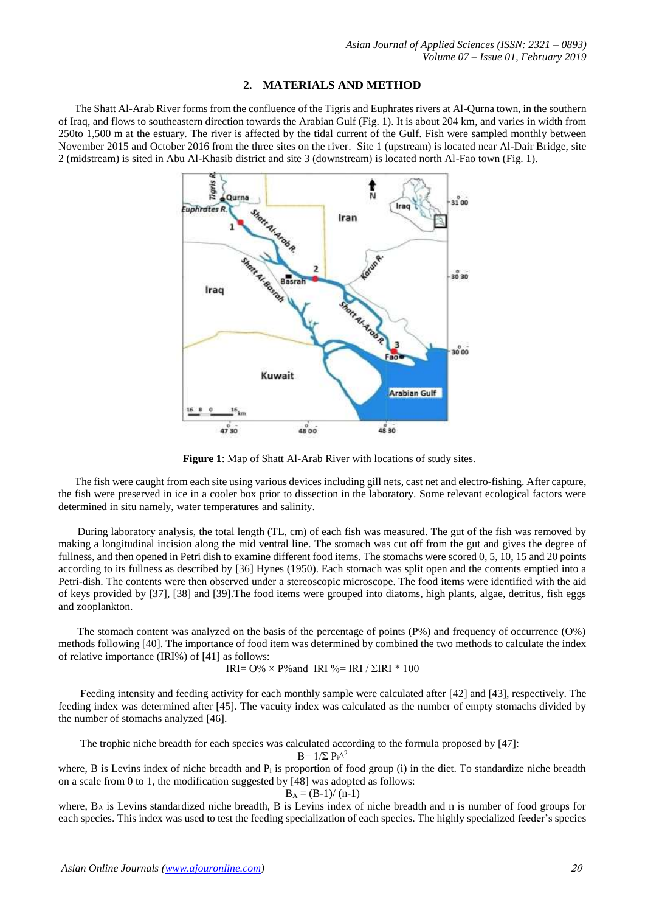## 2. MATERIALS AND METHOD

The Shatt Al-Arab River forms from the confluence of the Tigris and Euphrates rivers at Al-Qurna town, in the southern of Iraq, and flows to southeastern direction towards the Arabian Gulf (Fig. 1). It is about 204 km, and varies in width from 250to 1,500 m at the estuary. The river is affected by the tidal current of the Gulf. Fish were sampled monthly between November 2015 and October 2016 from the three sites on the river. Site 1 (upstream) is located near Al-Dair Bridge, site 2 (midstream) is sited in Abu Al-Khasib district and site 3 (downstream) is located north Al-Fao town (Fig. 1).

**Figure 1**: Map of Shatt Al-Arab River with locations of study sites.

The fish were caught from each site using various devices including gill nets, cast net and electro-fishing. After capture, the fish were preserved in ice in a cooler box prior to dissection in the laboratory. Some relevant ecological factors were determined in situ namely, water temperatures and salinity.

During laboratory analysis, the total length (TL, cm) of each fish was measured. The gut of the fish was removed by making a longitudinal incision along the mid ventral line. The stomach was cut off from the gut and gives the degree of fullness, and then opened in Petri dish to examine different food items. The stomachs were scored 0, 5, 10, 15 and 20 points according to its fullness as described by [36] Hynes (1950). Each stomach was split open and the contents emptied into a Petri-dish. The contents were then observed under a stereoscopic microscope. The food items were identified with the aid of keys provided by [37], [38] and [39].The food items were grouped into diatoms, high plants, algae, detritus, fish eggs and zooplankton.

The stomach content was analyzed on the basis of the percentage of points (P%) and frequency of occurrence (O%) methods following [40]. The importance of food item was determined by combined the two methods to calculate the index of relative importance (IRI%) of [41] as follows:

$$IRI = O\% \times P\% \text{ and } IRI\% = IRI / \Sigma IRI * 100$$

Feeding intensity and feeding activity for each monthly sample were calculated after [42] and [43], respectively. The feeding index was determined after [45]. The vacuity index was calculated as the number of empty stomachs divided by the number of stomachs analyzed [46].

The trophic niche breadth for each species was calculated according to the formula proposed by [47]:

$$B = 1/\Sigma P_i^2$$

where, B is Levins index of niche breadth and $P_i$ is proportion of food group (i) in the diet. To standardize niche breadth on a scale from 0 to 1, the modification suggested by [48] was adopted as follows:

$$B_A = (B-1)/(n-1)$$

where, $B_A$ is Levins standardized niche breadth, B is Levins index of niche breadth and n is number of food groups for each species. This index was used to test the feeding specialization of each species. The highly specialized feeder's species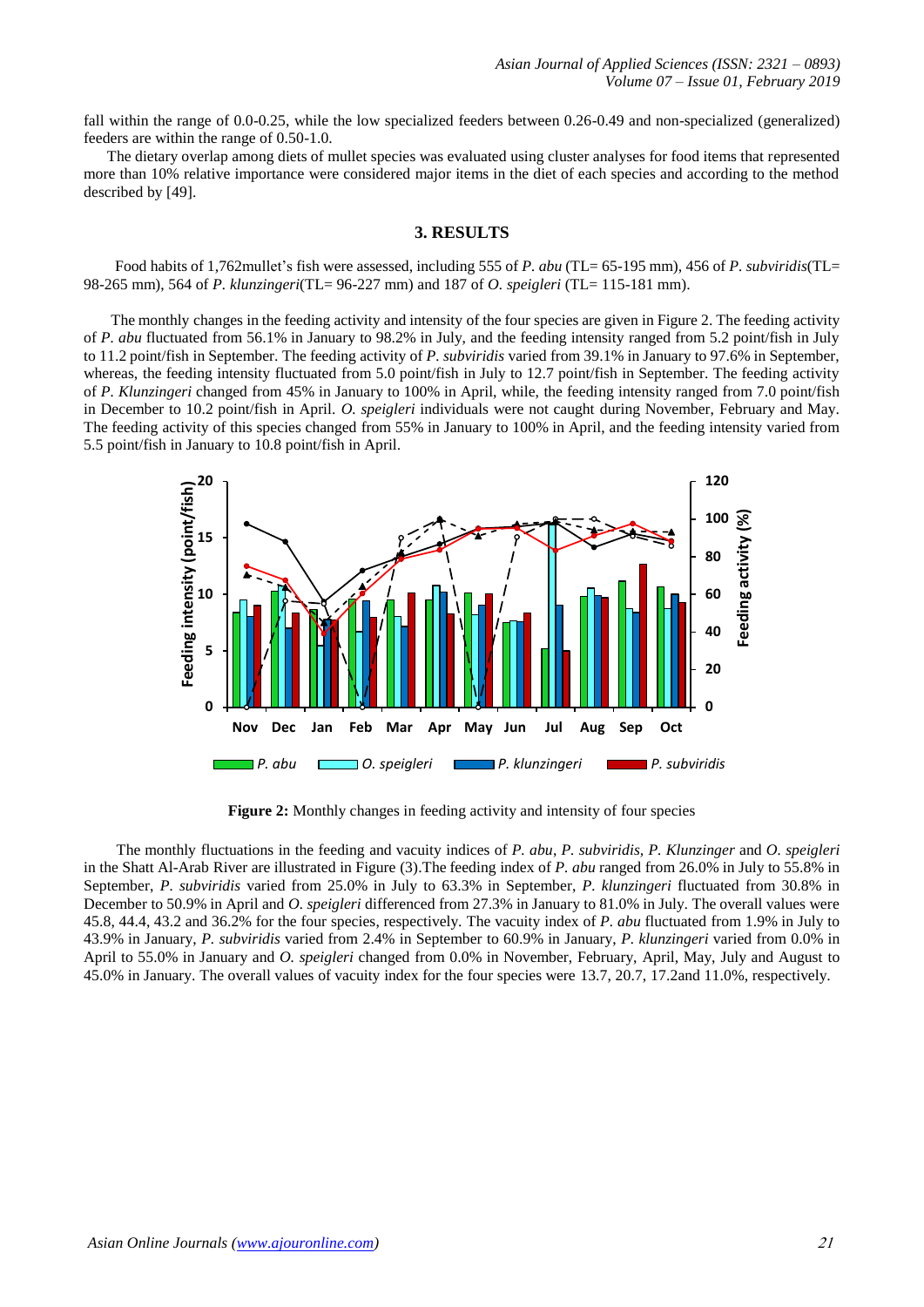fall within the range of 0.0-0.25, while the low specialized feeders between 0.26-0.49 and non-specialized (generalized) feeders are within the range of 0.50-1.0.

The dietary overlap among diets of mullet species was evaluated using cluster analyses for food items that represented more than 10% relative importance were considered major items in the diet of each species and according to the method described by [49].

## 3. RESULTS

Food habits of 1,762mullet's fish were assessed, including 555 of *P. abu* (TL= 65-195 mm), 456 of *P. subviridis*(TL= 98-265 mm), 564 of *P. klunzingeri*(TL= 96-227 mm) and 187 of *O. speigleri* (TL= 115-181 mm).

The monthly changes in the feeding activity and intensity of the four species are given in Figure 2. The feeding activity of *P. abu* fluctuated from 56.1% in January to 98.2% in July, and the feeding intensity ranged from 5.2 point/fish in July to 11.2 point/fish in September. The feeding activity of *P. subviridis* varied from 39.1% in January to 97.6% in September, whereas, the feeding intensity fluctuated from 5.0 point/fish in July to 12.7 point/fish in September. The feeding activity of *P. Klunzingeri* changed from 45% in January to 100% in April, while, the feeding intensity ranged from 7.0 point/fish in December to 10.2 point/fish in April. *O. speigleri* individuals were not caught during November, February and May. The feeding activity of this species changed from 55% in January to 100% in April, and the feeding intensity varied from 5.5 point/fish in January to 10.8 point/fish in April.

**Figure 2:** Monthly changes in feeding activity and intensity of four species

The monthly fluctuations in the feeding and vacuity indices of *P. abu*, *P. subviridis*, *P. Klunzinger* and *O. speigleri* in the Shatt Al-Arab River are illustrated in Figure (3).The feeding index of *P. abu* ranged from 26.0% in July to 55.8% in September, *P. subviridis* varied from 25.0% in July to 63.3% in September, *P. klunzingeri* fluctuated from 30.8% in December to 50.9% in April and *O. speigleri* differenced from 27.3% in January to 81.0% in July. The overall values were 45.8, 44.4, 43.2 and 36.2% for the four species, respectively. The vacuity index of *P. abu* fluctuated from 1.9% in July to 43.9% in January, *P. subviridis* varied from 2.4% in September to 60.9% in January, *P. klunzingeri* varied from 0.0% in April to 55.0% in January and *O. speigleri* changed from 0.0% in November, February, April, May, July and August to 45.0% in January. The overall values of vacuity index for the four species were 13.7, 20.7, 17.2and 11.0%, respectively.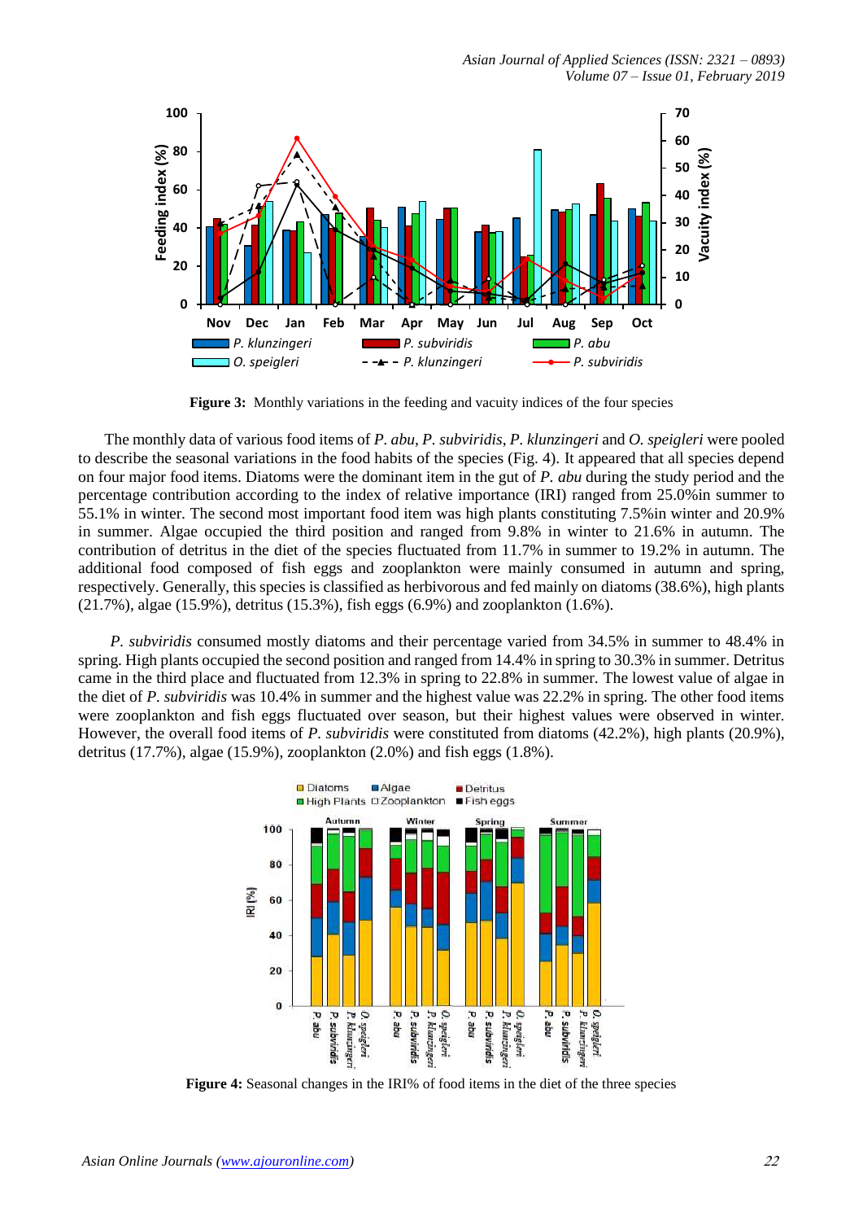**Figure 3:** Monthly variations in the feeding and vacuity indices of the four species

The monthly data of various food items of *P. abu*, *P. subviridis*, *P. klunzingeri* and *O. speigleri* were pooled to describe the seasonal variations in the food habits of the species (Fig. 4). It appeared that all species depend on four major food items. Diatoms were the dominant item in the gut of *P. abu* during the study period and the percentage contribution according to the index of relative importance (IRI) ranged from 25.0%in summer to 55.1% in winter. The second most important food item was high plants constituting 7.5%in winter and 20.9% in summer. Algae occupied the third position and ranged from 9.8% in winter to 21.6% in autumn. The contribution of detritus in the diet of the species fluctuated from 11.7% in summer to 19.2% in autumn. The additional food composed of fish eggs and zooplankton were mainly consumed in autumn and spring, respectively. Generally, this species is classified as herbivorous and fed mainly on diatoms (38.6%), high plants (21.7%), algae (15.9%), detritus (15.3%), fish eggs (6.9%) and zooplankton (1.6%).

*P. subviridis* consumed mostly diatoms and their percentage varied from 34.5% in summer to 48.4% in spring. High plants occupied the second position and ranged from 14.4% in spring to 30.3% in summer. Detritus came in the third place and fluctuated from 12.3% in spring to 22.8% in summer. The lowest value of algae in the diet of *P. subviridis* was 10.4% in summer and the highest value was 22.2% in spring. The other food items were zooplankton and fish eggs fluctuated over season, but their highest values were observed in winter. However, the overall food items of *P. subviridis* were constituted from diatoms (42.2%), high plants (20.9%), detritus (17.7%), algae (15.9%), zooplankton (2.0%) and fish eggs (1.8%).

**Figure 4:** Seasonal changes in the IRI% of food items in the diet of the three species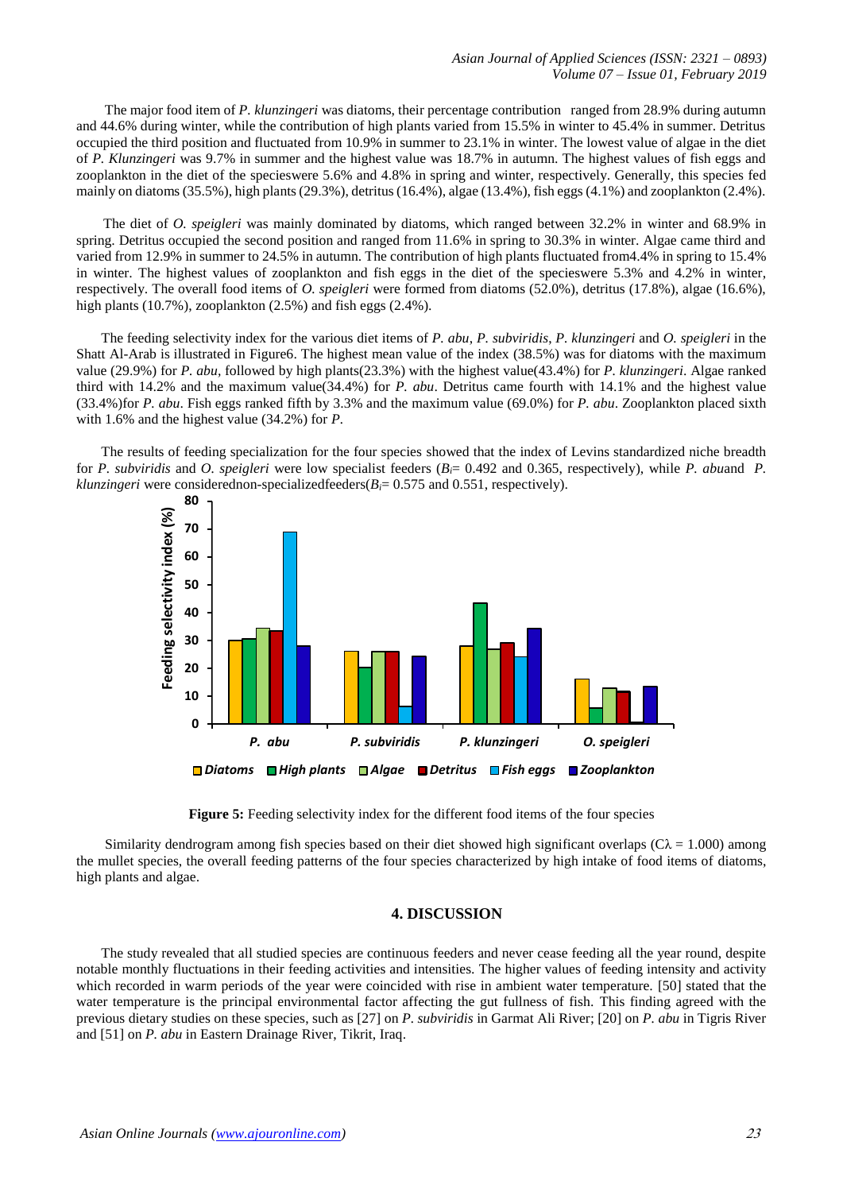The major food item of *P. klunzingeri* was diatoms, their percentage contribution ranged from 28.9% during autumn and 44.6% during winter, while the contribution of high plants varied from 15.5% in winter to 45.4% in summer. Detritus occupied the third position and fluctuated from 10.9% in summer to 23.1% in winter. The lowest value of algae in the diet of *P. Klunzingeri* was 9.7% in summer and the highest value was 18.7% in autumn. The highest values of fish eggs and zooplankton in the diet of the specieswere 5.6% and 4.8% in spring and winter, respectively. Generally, this species fed mainly on diatoms (35.5%), high plants (29.3%), detritus (16.4%), algae (13.4%), fish eggs (4.1%) and zooplankton (2.4%).

The diet of *O. speigleri* was mainly dominated by diatoms, which ranged between 32.2% in winter and 68.9% in spring. Detritus occupied the second position and ranged from 11.6% in spring to 30.3% in winter. Algae came third and varied from 12.9% in summer to 24.5% in autumn. The contribution of high plants fluctuated from4.4% in spring to 15.4% in winter. The highest values of zooplankton and fish eggs in the diet of the specieswere 5.3% and 4.2% in winter, respectively. The overall food items of *O. speigleri* were formed from diatoms (52.0%), detritus (17.8%), algae (16.6%), high plants (10.7%), zooplankton (2.5%) and fish eggs (2.4%).

The feeding selectivity index for the various diet items of *P. abu*, *P. subviridis*, *P. klunzingeri* and *O. speigleri* in the Shatt Al-Arab is illustrated in Figure6. The highest mean value of the index (38.5%) was for diatoms with the maximum value (29.9%) for *P. abu*, followed by high plants(23.3%) with the highest value(43.4%) for *P. klunzingeri*. Algae ranked third with 14.2% and the maximum value(34.4%) for *P. abu*. Detritus came fourth with 14.1% and the highest value (33.4%)for *P. abu*. Fish eggs ranked fifth by 3.3% and the maximum value (69.0%) for *P. abu*. Zooplankton placed sixth with 1.6% and the highest value (34.2%) for *P.*

The results of feeding specialization for the four species showed that the index of Levins standardized niche breadth for *P. subviridis* and *O. speigleri* were low specialist feeders ($B_i$= 0.492 and 0.365, respectively), while *P. abu*and *P. klunzingeri* were considerednon-specializedfeeders($B_i$= 0.575 and 0.551, respectively).

**Figure 5:** Feeding selectivity index for the different food items of the four species

Similarity dendrogram among fish species based on their diet showed high significant overlaps ($C\lambda$ = 1.000) among the mullet species, the overall feeding patterns of the four species characterized by high intake of food items of diatoms, high plants and algae.

## 4. DISCUSSION

The study revealed that all studied species are continuous feeders and never cease feeding all the year round, despite notable monthly fluctuations in their feeding activities and intensities. The higher values of feeding intensity and activity which recorded in warm periods of the year were coincided with rise in ambient water temperature. [50] stated that the water temperature is the principal environmental factor affecting the gut fullness of fish. This finding agreed with the previous dietary studies on these species, such as [27] on *P. subviridis* in Garmat Ali River; [20] on *P. abu* in Tigris River and [51] on *P. abu* in Eastern Drainage River, Tikrit, Iraq.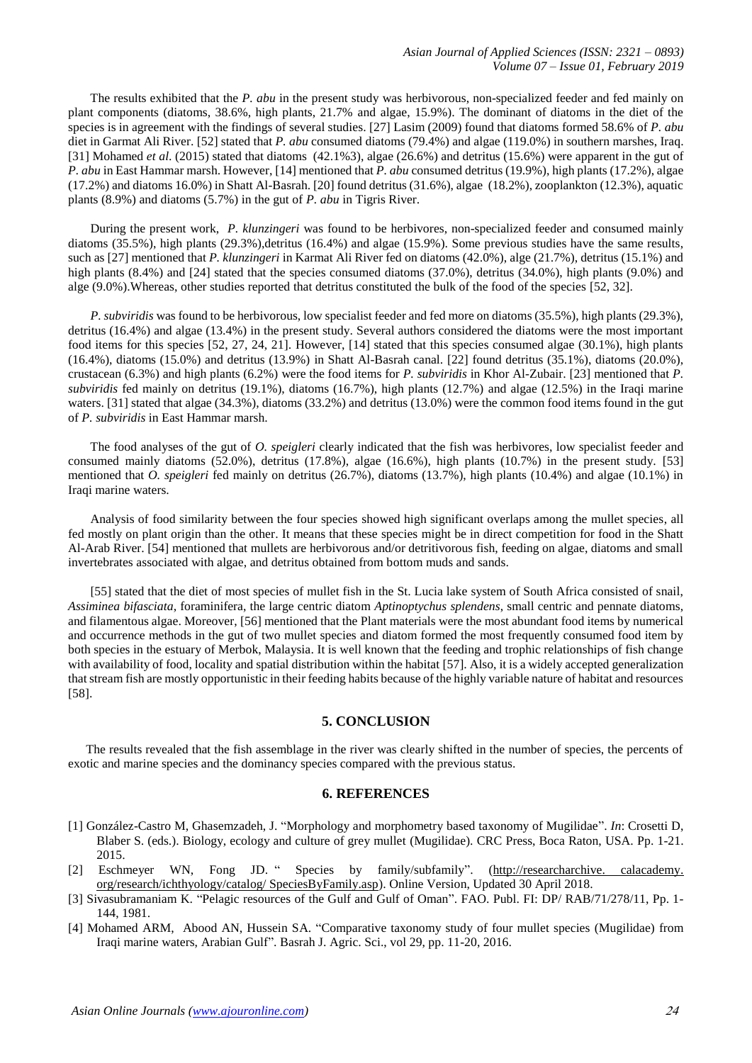The results exhibited that the *P. abu* in the present study was herbivorous, non-specialized feeder and fed mainly on plant components (diatoms, 38.6%, high plants, 21.7% and algae, 15.9%). The dominant of diatoms in the diet of the species is in agreement with the findings of several studies. [27] Lasim (2009) found that diatoms formed 58.6% of *P. abu* diet in Garmat Ali River. [52] stated that *P. abu* consumed diatoms (79.4%) and algae (119.0%) in southern marshes, Iraq. [31] Mohamed *et al.* (2015) stated that diatoms (42.1%3), algae (26.6%) and detritus (15.6%) were apparent in the gut of *P. abu* in East Hammar marsh. However, [14] mentioned that *P. abu* consumed detritus (19.9%), high plants (17.2%), algae (17.2%) and diatoms 16.0%) in Shatt Al-Basrah. [20] found detritus (31.6%), algae (18.2%), zooplankton (12.3%), aquatic plants (8.9%) and diatoms (5.7%) in the gut of *P. abu* in Tigris River.

During the present work, *P. klunzingeri* was found to be herbivores, non-specialized feeder and consumed mainly diatoms (35.5%), high plants (29.3%),detritus (16.4%) and algae (15.9%). Some previous studies have the same results, such as [27] mentioned that *P. klunzingeri* in Karmat Ali River fed on diatoms (42.0%), alge (21.7%), detritus (15.1%) and high plants (8.4%) and [24] stated that the species consumed diatoms (37.0%), detritus (34.0%), high plants (9.0%) and alge (9.0%).Whereas, other studies reported that detritus constituted the bulk of the food of the species [52, 32].

*P. subviridis* was found to be herbivorous, low specialist feeder and fed more on diatoms (35.5%), high plants (29.3%), detritus (16.4%) and algae (13.4%) in the present study. Several authors considered the diatoms were the most important food items for this species [52, 27, 24, 21]. However, [14] stated that this species consumed algae (30.1%), high plants (16.4%), diatoms (15.0%) and detritus (13.9%) in Shatt Al-Basrah canal. [22] found detritus (35.1%), diatoms (20.0%), crustacean (6.3%) and high plants (6.2%) were the food items for *P. subviridis* in Khor Al-Zubair. [23] mentioned that *P. subviridis* fed mainly on detritus (19.1%), diatoms (16.7%), high plants (12.7%) and algae (12.5%) in the Iraqi marine waters. [31] stated that algae (34.3%), diatoms (33.2%) and detritus (13.0%) were the common food items found in the gut of *P. subviridis* in East Hammar marsh.

The food analyses of the gut of *O. speigleri* clearly indicated that the fish was herbivores, low specialist feeder and consumed mainly diatoms (52.0%), detritus (17.8%), algae (16.6%), high plants (10.7%) in the present study. [53] mentioned that *O. speigleri* fed mainly on detritus (26.7%), diatoms (13.7%), high plants (10.4%) and algae (10.1%) in Iraqi marine waters.

Analysis of food similarity between the four species showed high significant overlaps among the mullet species, all fed mostly on plant origin than the other. It means that these species might be in direct competition for food in the Shatt Al-Arab River. [54] mentioned that mullets are herbivorous and/or detritivorous fish, feeding on algae, diatoms and small invertebrates associated with algae, and detritus obtained from bottom muds and sands.

[55] stated that the diet of most species of mullet fish in the St. Lucia lake system of South Africa consisted of snail, *Assiminea bifasciata*, foraminifera, the large centric diatom *Aptinoptychus splendens*, small centric and pennate diatoms, and filamentous algae. Moreover, [56] mentioned that the Plant materials were the most abundant food items by numerical and occurrence methods in the gut of two mullet species and diatom formed the most frequently consumed food item by both species in the estuary of Merbok, Malaysia. It is well known that the feeding and trophic relationships of fish change with availability of food, locality and spatial distribution within the habitat [57]. Also, it is a widely accepted generalization that stream fish are mostly opportunistic in their feeding habits because of the highly variable nature of habitat and resources [58].

## 5. CONCLUSION

The results revealed that the fish assemblage in the river was clearly shifted in the number of species, the percents of exotic and marine species and the dominancy species compared with the previous status.

## 6. REFERENCES

[1] González-Castro M, Ghasemzadeh, J. "Morphology and morphometry based taxonomy of Mugilidae". *In*: Crosetti D, Blaber S. (eds.). Biology, ecology and culture of grey mullet (Mugilidae). CRC Press, Boca Raton, USA. Pp. 1-21. 2015.

[2] Eschmeyer WN, Fong JD. " Species by family/subfamily". (http://researcharchive. calacademy. org/research/ichthyology/catalog/ SpeciesByFamily.asp). Online Version, Updated 30 April 2018.

[3] Sivasubramaniam K. "Pelagic resources of the Gulf and Gulf of Oman". FAO. Publ. FI: DP/ RAB/71/278/11, Pp. 1-144, 1981.

[4] Mohamed ARM, Abood AN, Hussein SA. "Comparative taxonomy study of four mullet species (Mugilidae) from Iraqi marine waters, Arabian Gulf". Basrah J. Agric. Sci., vol 29, pp. 11-20, 2016.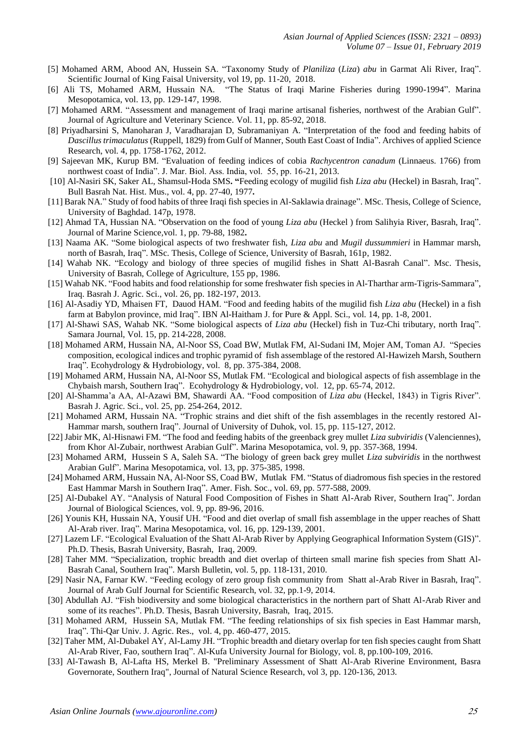[5] Mohamed ARM, Abood AN, Hussein SA. "Taxonomy Study of *Planiliza* (*Liza*) *abu* in Garmat Ali River, Iraq". Scientific Journal of King Faisal University, vol 19, pp. 11-20, 2018.

[6] Ali TS, Mohamed ARM, Hussain NA. "The Status of Iraqi Marine Fisheries during 1990-1994". Marina Mesopotamica, vol. 13, pp. 129-147, 1998.

[7] Mohamed ARM. "Assessment and management of Iraqi marine artisanal fisheries, northwest of the Arabian Gulf". Journal of Agriculture and Veterinary Science. Vol. 11, pp. 85-92, 2018.

[8] Priyadharsini S, Manoharan J, Varadharajan D, Subramaniyan A. "Interpretation of the food and feeding habits of *Dascillus trimaculatus* (Ruppell, 1829) from Gulf of Manner, South East Coast of India". Archives of applied Science Research, vol. 4, pp. 1758-1762, 2012.

[9] Sajeevan MK, Kurup BM. "Evaluation of feeding indices of cobia *Rachycentron canadum* (Linnaeus. 1766) from northwest coast of India". J. Mar. Biol. Ass. India, vol. 55, pp. 16-21, 2013.

[10] Al-Nasiri SK, Saker AL, Shamsul-Hoda SMS. **"**Feeding ecology of mugilid fish *Liza abu* (Heckel) in Basrah, Iraq". Bull Basrah Nat. Hist. Mus., vol. 4, pp. 27-40, 1977**.**

[11] Barak NA." Study of food habits of three Iraqi fish species in Al-Saklawia drainage". MSc. Thesis, College of Science, University of Baghdad. 147p, 1978.

[12] Ahmad TA, Hussian NA. "Observation on the food of young *Liza abu* (Heckel ) from Salihyia River, Basrah, Iraq". Journal of Marine Science,vol. 1, pp. 79-88, 1982**.**

[13] Naama AK. "Some biological aspects of two freshwater fish, *Liza abu* and *Mugil dussummieri* in Hammar marsh, north of Basrah, Iraq". MSc. Thesis, College of Science, University of Basrah, 161p, 1982.

[14] Wahab NK. "Ecology and biology of three species of mugilid fishes in Shatt Al-Basrah Canal". Msc. Thesis, University of Basrah, College of Agriculture, 155 pp, 1986.

[15] Wahab NK. "Food habits and food relationship for some freshwater fish species in Al-Tharthar arm-Tigris-Sammara", Iraq. Basrah J. Agric. Sci., vol. 26, pp. 182-197, 2013.

[16] Al-Asadiy YD, Mhaisen FT, Dauod HAM. "Food and feeding habits of the mugilid fish *Liza abu* (Heckel) in a fish farm at Babylon province, mid Iraq". IBN Al-Haitham J. for Pure & Appl. Sci., vol. 14, pp. 1-8, 2001.

[17] Al-Shawi SAS, Wahab NK. "Some biological aspects of *Liza abu* (Heckel) fish in Tuz-Chi tributary, north Iraq". Samara Journal, Vol. 15, pp. 214-228, 2008.

[18] Mohamed ARM, Hussain NA, Al-Noor SS, Coad BW, Mutlak FM, Al-Sudani IM, Mojer AM, Toman AJ. "Species composition, ecological indices and trophic pyramid of fish assemblage of the restored Al-Hawizeh Marsh, Southern Iraq". Ecohydrology & Hydrobiology, vol. 8, pp. 375-384, 2008.

[19] Mohamed ARM, Hussain NA, Al-Noor SS, Mutlak FM. "Ecological and biological aspects of fish assemblage in the Chybaish marsh, Southern Iraq". Ecohydrology & Hydrobiology, vol. 12, pp. 65-74, 2012.

[20] Al-Shamma'a AA, Al-Azawi BM, Shawardi AA. "Food composition of *Liza abu* (Heckel, 1843) in Tigris River". Basrah J. Agric. Sci., vol. 25, pp. 254-264, 2012.

[21] Mohamed ARM, Hussain NA. "Trophic strains and diet shift of the fish assemblages in the recently restored Al-Hammar marsh, southern Iraq". Journal of University of Duhok, vol. 15, pp. 115-127, 2012.

[22] Jabir MK, Al-Hisnawi FM. "The food and feeding habits of the greenback grey mullet *Liza subviridis* (Valenciennes), from Khor Al-Zubair, northwest Arabian Gulf". Marina Mesopotamica, vol. 9, pp. 357-368, 1994.

[23] Mohamed ARM, Hussein S A, Saleh SA. "The biology of green back grey mullet *Liza subviridis* in the northwest Arabian Gulf". Marina Mesopotamica, vol. 13, pp. 375-385, 1998.

[24] Mohamed ARM, Hussain NA, Al-Noor SS, Coad BW, Mutlak FM. "Status of diadromous fish species in the restored East Hammar Marsh in Southern Iraq". Amer. Fish. Soc., vol. 69, pp. 577-588, 2009.

[25] Al-Dubakel AY. "Analysis of Natural Food Composition of Fishes in Shatt Al-Arab River, Southern Iraq". Jordan Journal of Biological Sciences, vol. 9, pp. 89-96, 2016.

[26] Younis KH, Hussain NA, Yousif UH. "Food and diet overlap of small fish assemblage in the upper reaches of Shatt Al-Arab river. Iraq". Marina Mesopotamica, vol. 16, pp. 129-139, 2001.

[27] Lazem LF. "Ecological Evaluation of the Shatt Al-Arab River by Applying Geographical Information System (GIS)". Ph.D. Thesis, Basrah University, Basrah, Iraq, 2009.

[28] Taher MM. "Specialization, trophic breadth and diet overlap of thirteen small marine fish species from Shatt Al-Basrah Canal, Southern Iraq". Marsh Bulletin, vol. 5, pp. 118-131, 2010.

[29] Nasir NA, Farnar KW. "Feeding ecology of zero group fish community from Shatt al-Arab River in Basrah, Iraq". Journal of Arab Gulf Journal for Scientific Research, vol. 32, pp.1-9, 2014.

[30] Abdullah AJ. "Fish biodiversity and some biological characteristics in the northern part of Shatt Al-Arab River and some of its reaches". Ph.D. Thesis, Basrah University, Basrah, Iraq, 2015.

[31] Mohamed ARM, Hussein SA, Mutlak FM. "The feeding relationships of six fish species in East Hammar marsh, Iraq". Thi-Qar Univ. J. Agric. Res., vol. 4, pp. 460-477, 2015.

[32] Taher MM, Al-Dubakel AY, Al-Lamy JH. "Trophic breadth and dietary overlap for ten fish species caught from Shatt Al-Arab River, Fao, southern Iraq". Al-Kufa University Journal for Biology, vol. 8, pp.100-109, 2016.

[33] Al-Tawash B, Al-Lafta HS, Merkel B. "Preliminary Assessment of Shatt Al-Arab Riverine Environment, Basra Governorate, Southern Iraq", Journal of Natural Science Research, vol 3, pp. 120-136, 2013.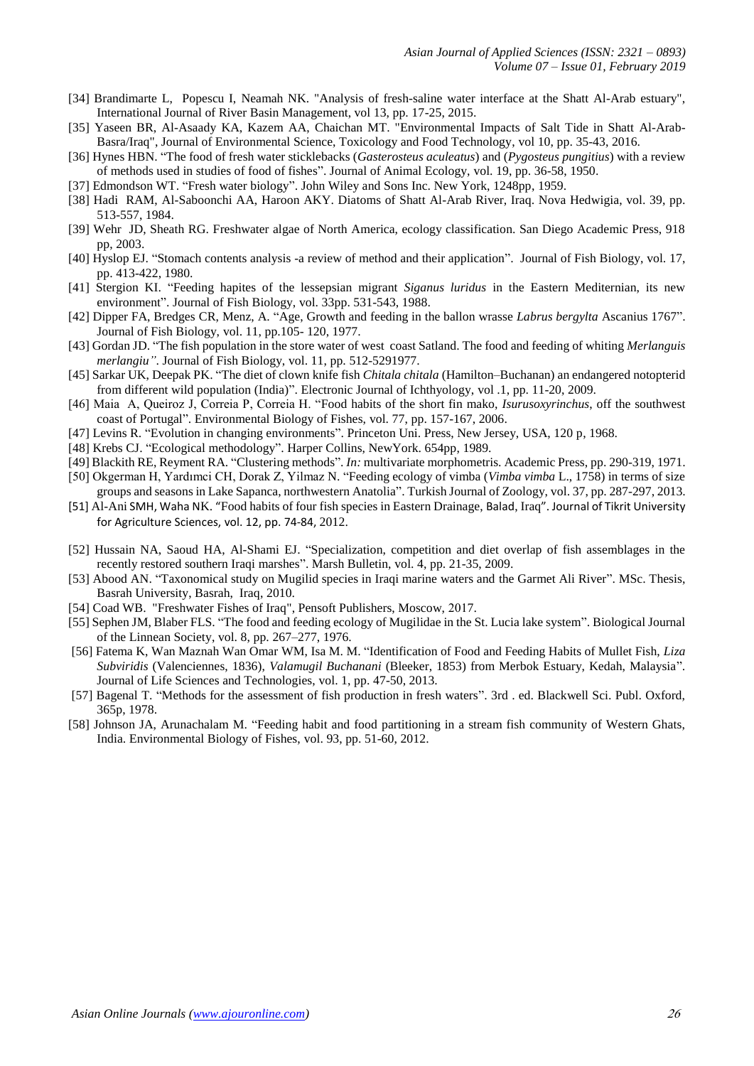[34] Brandimarte L, Popescu I, Neamah NK. "Analysis of fresh-saline water interface at the Shatt Al-Arab estuary", International Journal of River Basin Management, vol 13, pp. 17-25, 2015.

[35] Yaseen BR, Al-Asaady KA, Kazem AA, Chaichan MT. "Environmental Impacts of Salt Tide in Shatt Al-Arab-Basra/Iraq", Journal of Environmental Science, Toxicology and Food Technology, vol 10, pp. 35-43, 2016.

[36] Hynes HBN. "The food of fresh water sticklebacks (*Gasterosteus aculeatus*) and (*Pygosteus pungitius*) with a review of methods used in studies of food of fishes". Journal of Animal Ecology, vol. 19, pp. 36-58, 1950.

[37] Edmondson WT. "Fresh water biology". John Wiley and Sons Inc. New York, 1248pp, 1959.

[38] Hadi RAM, Al-Saboonchi AA, Haroon AKY. Diatoms of Shatt Al-Arab River, Iraq. Nova Hedwigia, vol. 39, pp. 513-557, 1984.

[39] Wehr JD, Sheath RG. Freshwater algae of North America, ecology classification. San Diego Academic Press, 918 pp, 2003.

[40] Hyslop EJ. "Stomach contents analysis -a review of method and their application". Journal of Fish Biology, vol. 17, pp. 413-422, 1980.

[41] Stergion KI. "Feeding hapites of the lessepsian migrant *Siganus luridus* in the Eastern Mediternian, its new environment". Journal of Fish Biology, vol. 33pp. 531-543, 1988.

[42] Dipper FA, Bredges CR, Menz, A. "Age, Growth and feeding in the ballon wrasse *Labrus bergylta* Ascanius 1767". Journal of Fish Biology, vol. 11, pp.105- 120, 1977.

[43] Gordan JD. "The fish population in the store water of west coast Satland. The food and feeding of whiting *Merlanguis merlangiu"*. Journal of Fish Biology, vol. 11, pp. 512-5291977.

[45] Sarkar UK, Deepak PK. "The diet of clown knife fish *Chitala chitala* (Hamilton–Buchanan) an endangered notopterid from different wild population (India)". Electronic Journal of Ichthyology, vol .1, pp. 11-20, 2009.

[46] Maia A, Queiroz J, Correia P, Correia H. "Food habits of the short fin mako, *Isurusoxyrinchus*, off the southwest coast of Portugal". Environmental Biology of Fishes, vol. 77, pp. 157-167, 2006.

[47] Levins R. "Evolution in changing environments". Princeton Uni. Press, New Jersey, USA, 120 p, 1968.

[48] Krebs CJ. "Ecological methodology". Harper Collins, NewYork. 654pp, 1989.

[49] Blackith RE, Reyment RA. "Clustering methods". *In:* multivariate morphometris. Academic Press, pp. 290-319, 1971.

[50] Okgerman H, Yardımci CH, Dorak Z, Yilmaz N. "Feeding ecology of vimba (*Vimba vimba* L., 1758) in terms of size groups and seasons in Lake Sapanca, northwestern Anatolia". Turkish Journal of Zoology, vol. 37, pp. 287-297, 2013.

[51] Al-Ani SMH, Waha NK. "Food habits of four fish species in Eastern Drainage, Balad, Iraq". Journal of Tikrit University for Agriculture Sciences, vol. 12, pp. 74-84, 2012.

[52] Hussain NA, Saoud HA, Al-Shami EJ. "Specialization, competition and diet overlap of fish assemblages in the recently restored southern Iraqi marshes". Marsh Bulletin, vol. 4, pp. 21-35, 2009.

[53] Abood AN. "Taxonomical study on Mugilid species in Iraqi marine waters and the Garmet Ali River". MSc. Thesis, Basrah University, Basrah, Iraq, 2010.

[54] Coad WB. "Freshwater Fishes of Iraq", Pensoft Publishers, Moscow, 2017.

[55] Sephen JM, Blaber FLS. "The food and feeding ecology of Mugilidae in the St. Lucia lake system". Biological Journal of the Linnean Society, vol. 8, pp. 267–277, 1976.

[56] Fatema K, Wan Maznah Wan Omar WM, Isa M. M. "Identification of Food and Feeding Habits of Mullet Fish, *Liza Subviridis* (Valenciennes, 1836), *Valamugil Buchanani* (Bleeker, 1853) from Merbok Estuary, Kedah, Malaysia". Journal of Life Sciences and Technologies, vol. 1, pp. 47-50, 2013.

[57] Bagenal T. "Methods for the assessment of fish production in fresh waters". 3rd . ed. Blackwell Sci. Publ. Oxford, 365p, 1978.

[58] Johnson JA, Arunachalam M. "Feeding habit and food partitioning in a stream fish community of Western Ghats, India. Environmental Biology of Fishes, vol. 93, pp. 51-60, 2012.